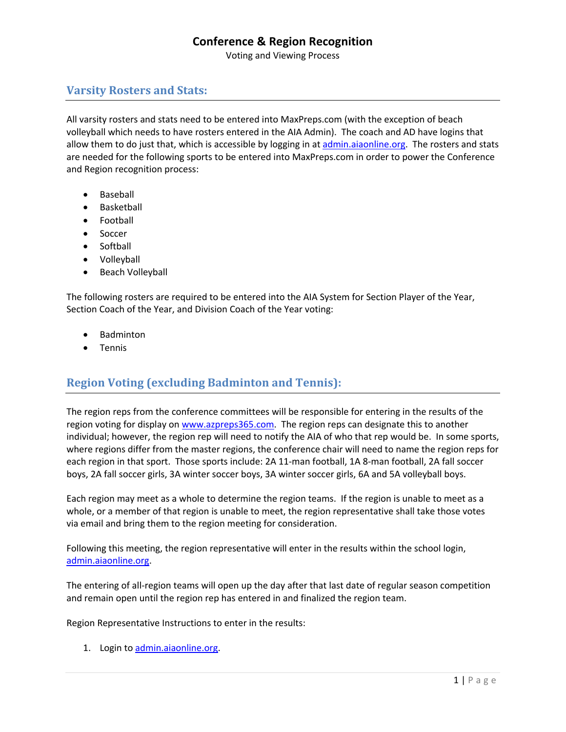# Conference & Region Recognition

Voting and Viewing Process

## Varsity Rosters and Stats:

All varsity rosters and stats need to be entered into MaxPreps.com (with the exception of beach volleyball which needs to have rosters entered in the AIA Admin). The coach and AD have logins that allow them to do just that, which is accessible by logging in at admin.aiaonline.org. The rosters and stats are needed for the following sports to be entered into MaxPreps.com in order to power the Conference and Region recognition process:

- Baseball
- Basketball
- Football
- Soccer
- Softball
- Volleyball
- Beach Volleyball

The following rosters are required to be entered into the AIA System for Section Player of the Year, Section Coach of the Year, and Division Coach of the Year voting:

- Badminton
- Tennis

## Region Voting (excluding Badminton and Tennis):

The region reps from the conference committees will be responsible for entering in the results of the region voting for display on www.azpreps365.com. The region reps can designate this to another individual; however, the region rep will need to notify the AIA of who that rep would be. In some sports, where regions differ from the master regions, the conference chair will need to name the region reps for each region in that sport. Those sports include: 2A 11-man football, 1A 8-man football, 2A fall soccer boys, 2A fall soccer girls, 3A winter soccer boys, 3A winter soccer girls, 6A and 5A volleyball boys.

Each region may meet as a whole to determine the region teams. If the region is unable to meet as a whole, or a member of that region is unable to meet, the region representative shall take those votes via email and bring them to the region meeting for consideration.

Following this meeting, the region representative will enter in the results within the school login, admin.aiaonline.org.

The entering of all-region teams will open up the day after that last date of regular season competition and remain open until the region rep has entered in and finalized the region team.

Region Representative Instructions to enter in the results:

1. Login to admin.aiaonline.org.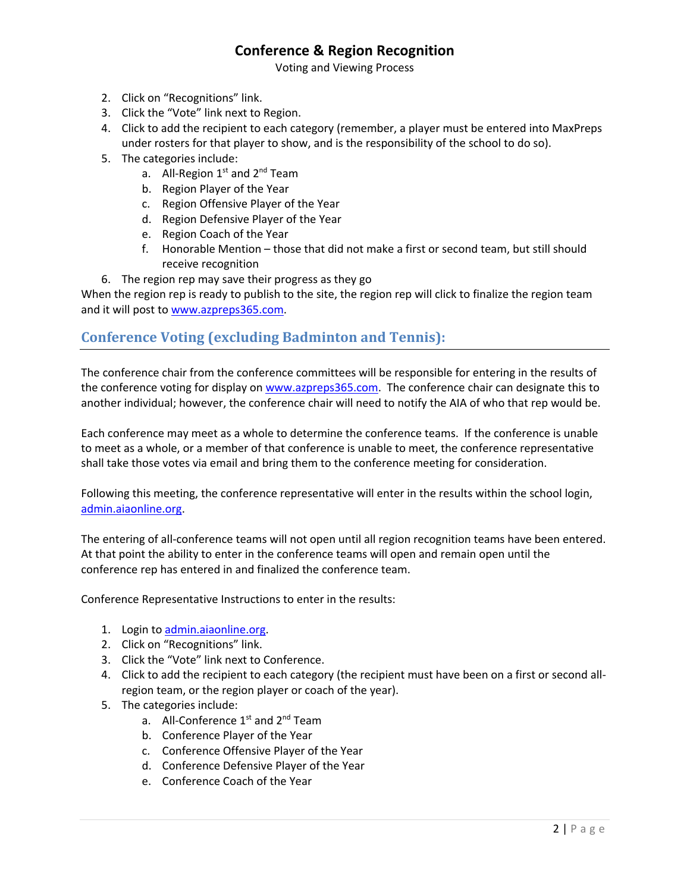2. Click on “Recognitions” link.
3. Click the “Vote” link next to Region.
4. Click to add the recipient to each category (remember, a player must be entered into MaxPreps under rosters for that player to show, and is the responsibility of the school to do so).
5. The categories include:
   a. All-Region 1st and 2nd Team
   b. Region Player of the Year
   c. Region Offensive Player of the Year
   d. Region Defensive Player of the Year
   e. Region Coach of the Year
   f. Honorable Mention – those that did not make a first or second team, but still should receive recognition
6. The region rep may save their progress as they go

When the region rep is ready to publish to the site, the region rep will click to finalize the region team and it will post to www.azpreps365.com.

## Conference Voting (excluding Badminton and Tennis):

The conference chair from the conference committees will be responsible for entering in the results of the conference voting for display on www.azpreps365.com. The conference chair can designate this to another individual; however, the conference chair will need to notify the AIA of who that rep would be.

Each conference may meet as a whole to determine the conference teams. If the conference is unable to meet as a whole, or a member of that conference is unable to meet, the conference representative shall take those votes via email and bring them to the conference meeting for consideration.

Following this meeting, the conference representative will enter in the results within the school login, admin.aiaonline.org.

The entering of all-conference teams will not open until all region recognition teams have been entered. At that point the ability to enter in the conference teams will open and remain open until the conference rep has entered in and finalized the conference team.

Conference Representative Instructions to enter in the results:

1. Login to admin.aiaonline.org.
2. Click on “Recognitions” link.
3. Click the “Vote” link next to Conference.
4. Click to add the recipient to each category (the recipient must have been on a first or second all-region team, or the region player or coach of the year).
5. The categories include:
   a. All-Conference 1st and 2nd Team
   b. Conference Player of the Year
   c. Conference Offensive Player of the Year
   d. Conference Defensive Player of the Year
   e. Conference Coach of the Year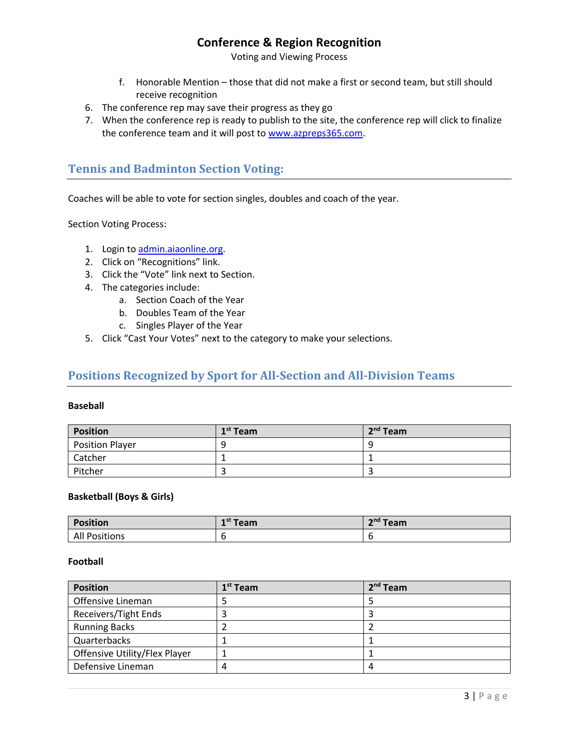f. Honorable Mention – those that did not make a first or second team, but still should receive recognition

6. The conference rep may save their progress as they go
7. When the conference rep is ready to publish to the site, the conference rep will click to finalize the conference team and it will post to [www.azpreps365.com](http://www.azpreps365.com).

## Tennis and Badminton Section Voting:

Coaches will be able to vote for section singles, doubles and coach of the year.

Section Voting Process:

1. Login to [admin.aiaonline.org](http://admin.aiaonline.org).
2. Click on "Recognitions" link.
3. Click the "Vote" link next to Section.
4. The categories include:
   a. Section Coach of the Year
   b. Doubles Team of the Year
   c. Singles Player of the Year
5. Click "Cast Your Votes" next to the category to make your selections.

## Positions Recognized by Sport for All-Section and All-Division Teams

**Baseball**

| Position | 1st Team | 2nd Team |
|---|---|---|
| Position Player | 9 | 9 |
| Catcher | 1 | 1 |
| Pitcher | 3 | 3 |

**Basketball (Boys & Girls)**

| Position | 1st Team | 2nd Team |
|---|---|---|
| All Positions | 6 | 6 |

**Football**

| Position | 1st Team | 2nd Team |
|---|---|---|
| Offensive Lineman | 5 | 5 |
| Receivers/Tight Ends | 3 | 3 |
| Running Backs | 2 | 2 |
| Quarterbacks | 1 | 1 |
| Offensive Utility/Flex Player | 1 | 1 |
| Defensive Lineman | 4 | 4 |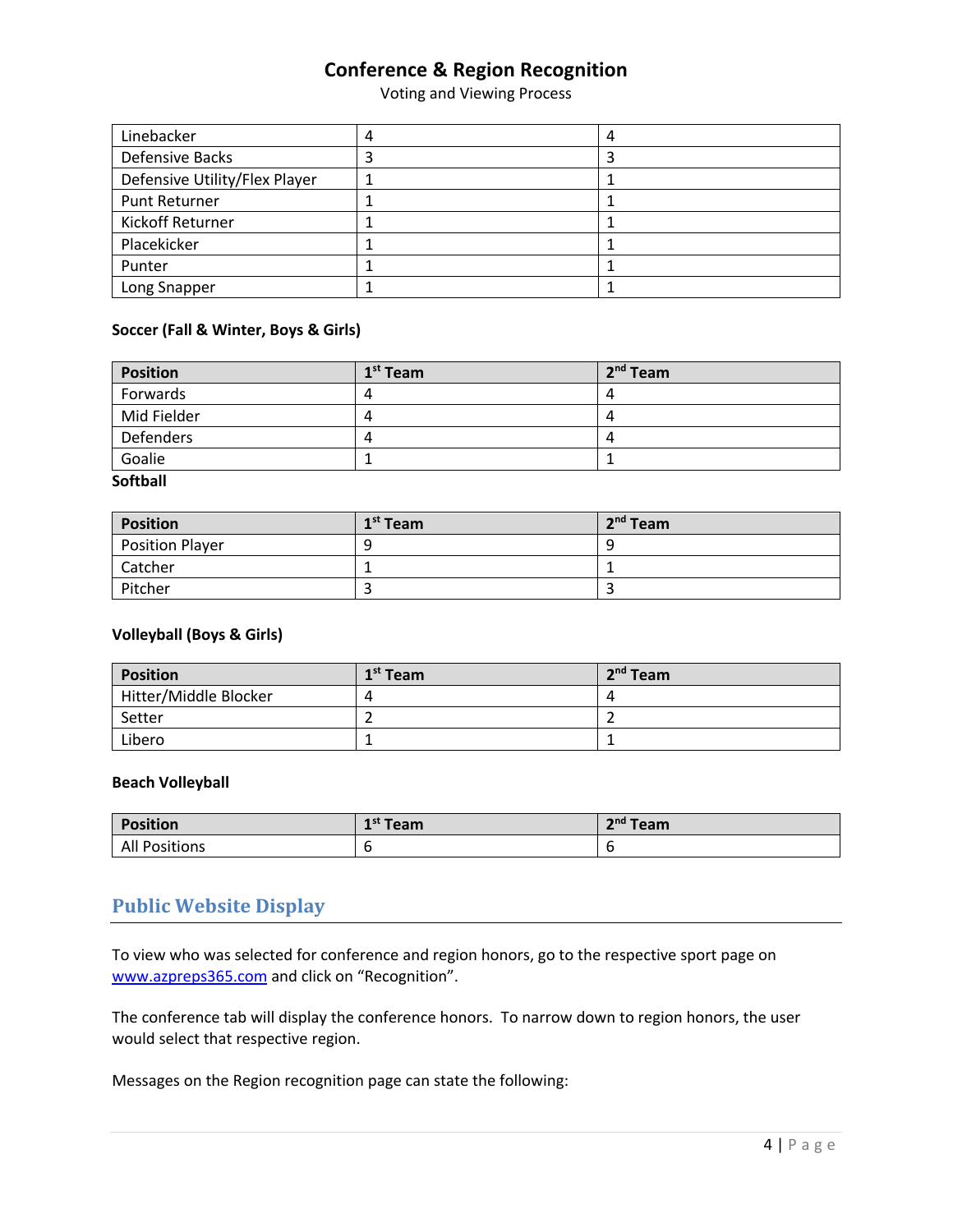| | | |
|---|---|---|
| Linebacker | 4 | 4 |
| Defensive Backs | 3 | 3 |
| Defensive Utility/Flex Player | 1 | 1 |
| Punt Returner | 1 | 1 |
| Kickoff Returner | 1 | 1 |
| Placekicker | 1 | 1 |
| Punter | 1 | 1 |
| Long Snapper | 1 | 1 |

**Soccer (Fall & Winter, Boys & Girls)**

| Position | 1st Team | 2nd Team |
|---|---|---|
| Forwards | 4 | 4 |
| Mid Fielder | 4 | 4 |
| Defenders | 4 | 4 |
| Goalie | 1 | 1 |

**Softball**

| Position | 1st Team | 2nd Team |
|---|---|---|
| Position Player | 9 | 9 |
| Catcher | 1 | 1 |
| Pitcher | 3 | 3 |

**Volleyball (Boys & Girls)**

| Position | 1st Team | 2nd Team |
|---|---|---|
| Hitter/Middle Blocker | 4 | 4 |
| Setter | 2 | 2 |
| Libero | 1 | 1 |

**Beach Volleyball**

| Position | 1st Team | 2nd Team |
|---|---|---|
| All Positions | 6 | 6 |

## Public Website Display

To view who was selected for conference and region honors, go to the respective sport page on www.azpreps365.com and click on "Recognition".

The conference tab will display the conference honors. To narrow down to region honors, the user would select that respective region.

Messages on the Region recognition page can state the following: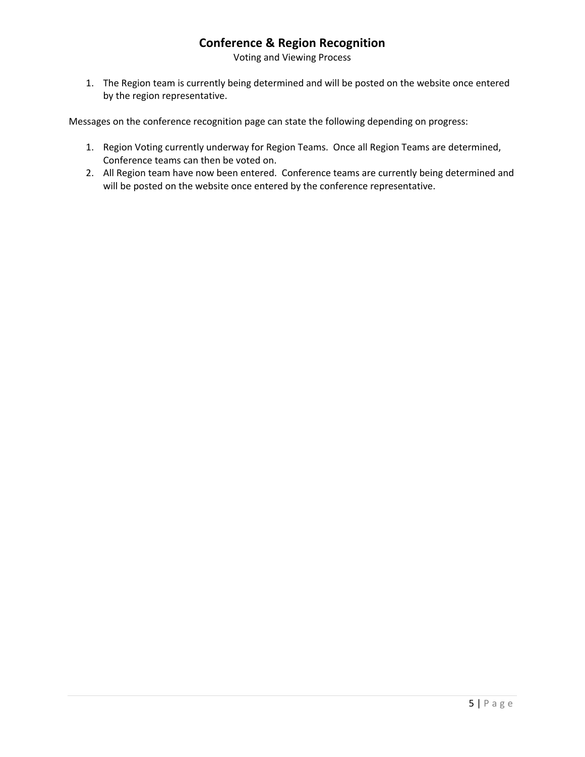# Conference & Region Recognition

Voting and Viewing Process

1. The Region team is currently being determined and will be posted on the website once entered by the region representative.

Messages on the conference recognition page can state the following depending on progress:

1. Region Voting currently underway for Region Teams. Once all Region Teams are determined, Conference teams can then be voted on.
2. All Region team have now been entered. Conference teams are currently being determined and will be posted on the website once entered by the conference representative.